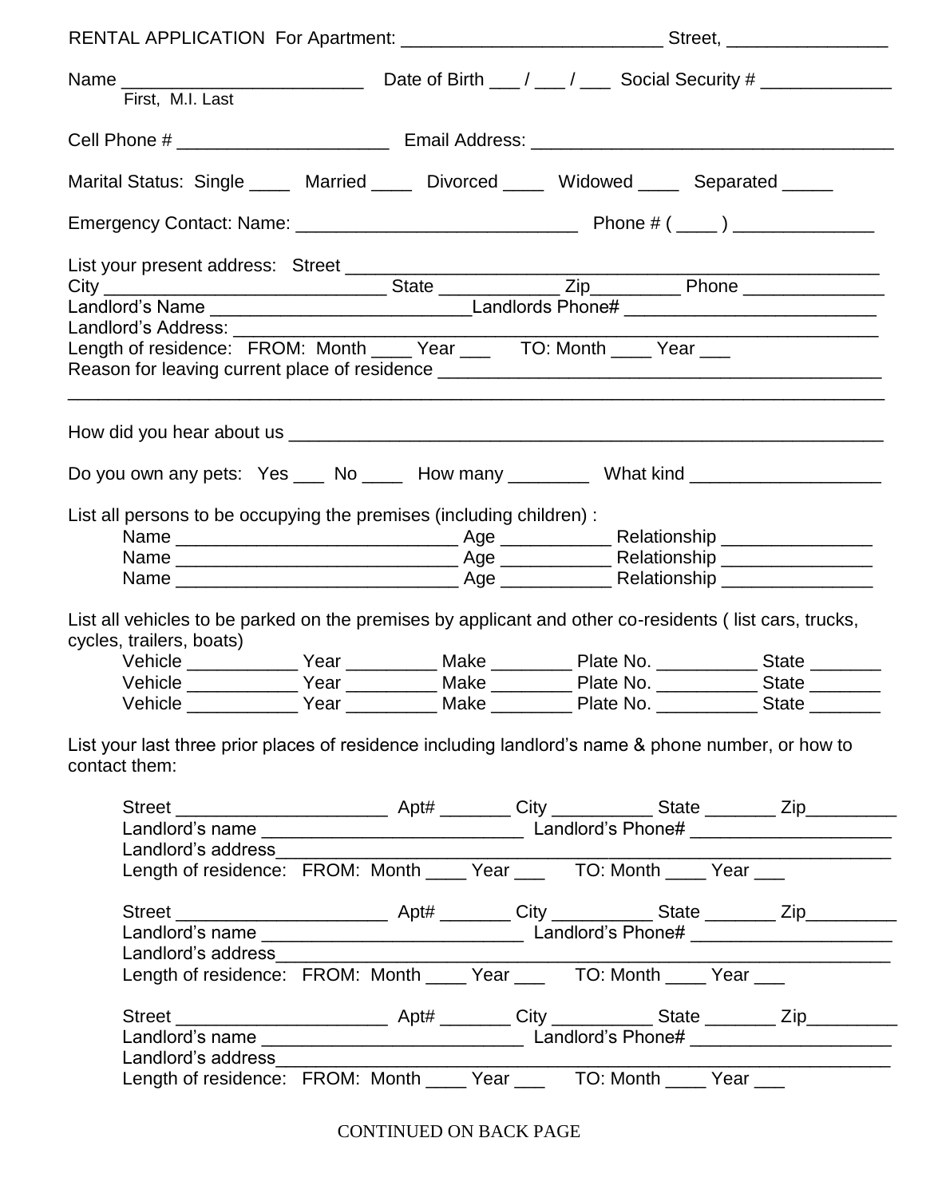RENTAL APPLICATION For Apartment: __________________________ Street, ________________

Name ________________________ Date of Birth ___ / ___ / ___ Social Security # _____________
First, M.I. Last

Cell Phone # _____________________ Email Address: ___________________________________

Marital Status: Single ____ Married ____ Divorced ____ Widowed ____ Separated _____

Emergency Contact: Name: ____________________________ Phone # ( ____ ) ______________

List your present address: Street ______________________________________________________
City ____________________________ State ___________ Zip_________ Phone ______________
Landlord's Name __________________________Landlords Phone# _________________________
Landlord's Address: ____________________________________________________________________
Length of residence: FROM: Month ____ Year ___ TO: Month ____ Year ___
Reason for leaving current place of residence ___________________________________________
_______________________________________________________________________________

How did you hear about us _______________________________________________________________

Do you own any pets: Yes ___ No ____ How many ________ What kind ___________________

List all persons to be occupying the premises (including children) :

Name ____________________________ Age ___________ Relationship _______________
Name ____________________________ Age ___________ Relationship _______________
Name ____________________________ Age ___________ Relationship _______________

List all vehicles to be parked on the premises by applicant and other co-residents ( list cars, trucks, cycles, trailers, boats)

Vehicle ___________ Year _________ Make ________ Plate No. __________ State _______
Vehicle ___________ Year _________ Make ________ Plate No. __________ State _______
Vehicle ___________ Year _________ Make ________ Plate No. __________ State _______

List your last three prior places of residence including landlord's name & phone number, or how to contact them:

Street _____________________ Apt# _______ City __________ State _______ Zip_________
Landlord's name __________________________ Landlord's Phone# ____________________
Landlord's address______________________________________________________________
Length of residence: FROM: Month ____ Year ___ TO: Month ____ Year ___

Street _____________________ Apt# _______ City __________ State _______ Zip_________
Landlord's name __________________________ Landlord's Phone# ____________________
Landlord's address______________________________________________________________
Length of residence: FROM: Month ____ Year ___ TO: Month ____ Year ___

Street _____________________ Apt# _______ City __________ State _______ Zip_________
Landlord's name __________________________ Landlord's Phone# ____________________
Landlord's address______________________________________________________________
Length of residence: FROM: Month ____ Year ___ TO: Month ____ Year ___

CONTINUED ON BACK PAGE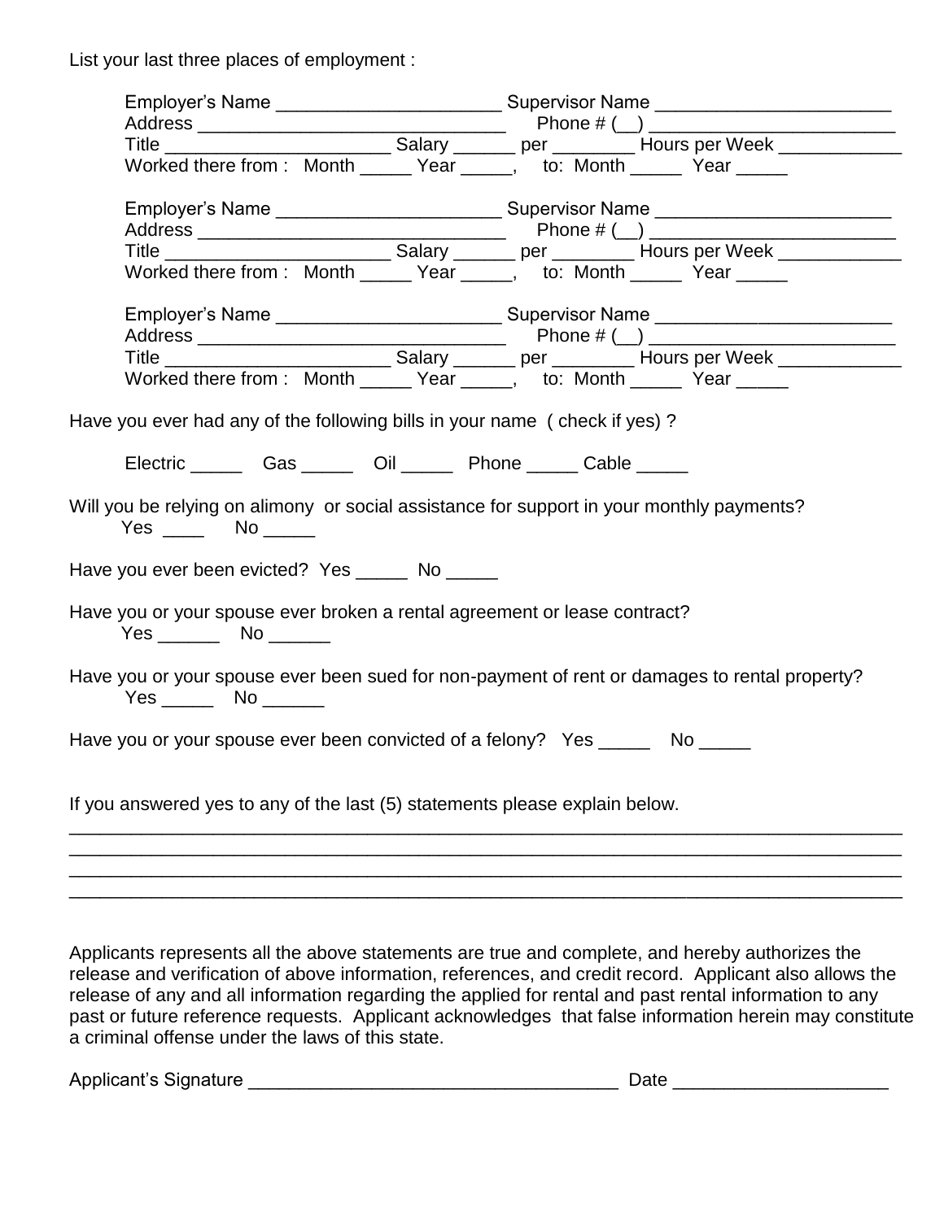List your last three places of employment :

Employer's Name ______________________ Supervisor Name _______________________
Address _______________________________ Phone # (__) ________________________
Title ______________________ Salary ______ per ________ Hours per Week ____________
Worked there from : Month _____ Year _____, to: Month _____ Year _____

Employer's Name ______________________ Supervisor Name _______________________
Address _______________________________ Phone # (__) ________________________
Title ______________________ Salary ______ per ________ Hours per Week ____________
Worked there from : Month _____ Year _____, to: Month _____ Year _____

Employer's Name ______________________ Supervisor Name _______________________
Address _______________________________ Phone # (__) ________________________
Title ______________________ Salary ______ per ________ Hours per Week ____________
Worked there from : Month _____ Year _____, to: Month _____ Year _____

Have you ever had any of the following bills in your name ( check if yes) ?

Electric _____ Gas _____ Oil _____ Phone _____ Cable _____

Will you be relying on alimony or social assistance for support in your monthly payments?
Yes ____ No _____

Have you ever been evicted? Yes _____ No _____

Have you or your spouse ever broken a rental agreement or lease contract?
Yes ______ No ______

Have you or your spouse ever been sued for non-payment of rent or damages to rental property?
Yes _____ No ______

Have you or your spouse ever been convicted of a felony? Yes _____ No _____

If you answered yes to any of the last (5) statements please explain below.

_____________________________________________________________________________________
_____________________________________________________________________________________
_____________________________________________________________________________________
_____________________________________________________________________________________

Applicants represents all the above statements are true and complete, and hereby authorizes the release and verification of above information, references, and credit record. Applicant also allows the release of any and all information regarding the applied for rental and past rental information to any past or future reference requests. Applicant acknowledges that false information herein may constitute a criminal offense under the laws of this state.

Applicant's Signature ___________________________________ Date ____________________